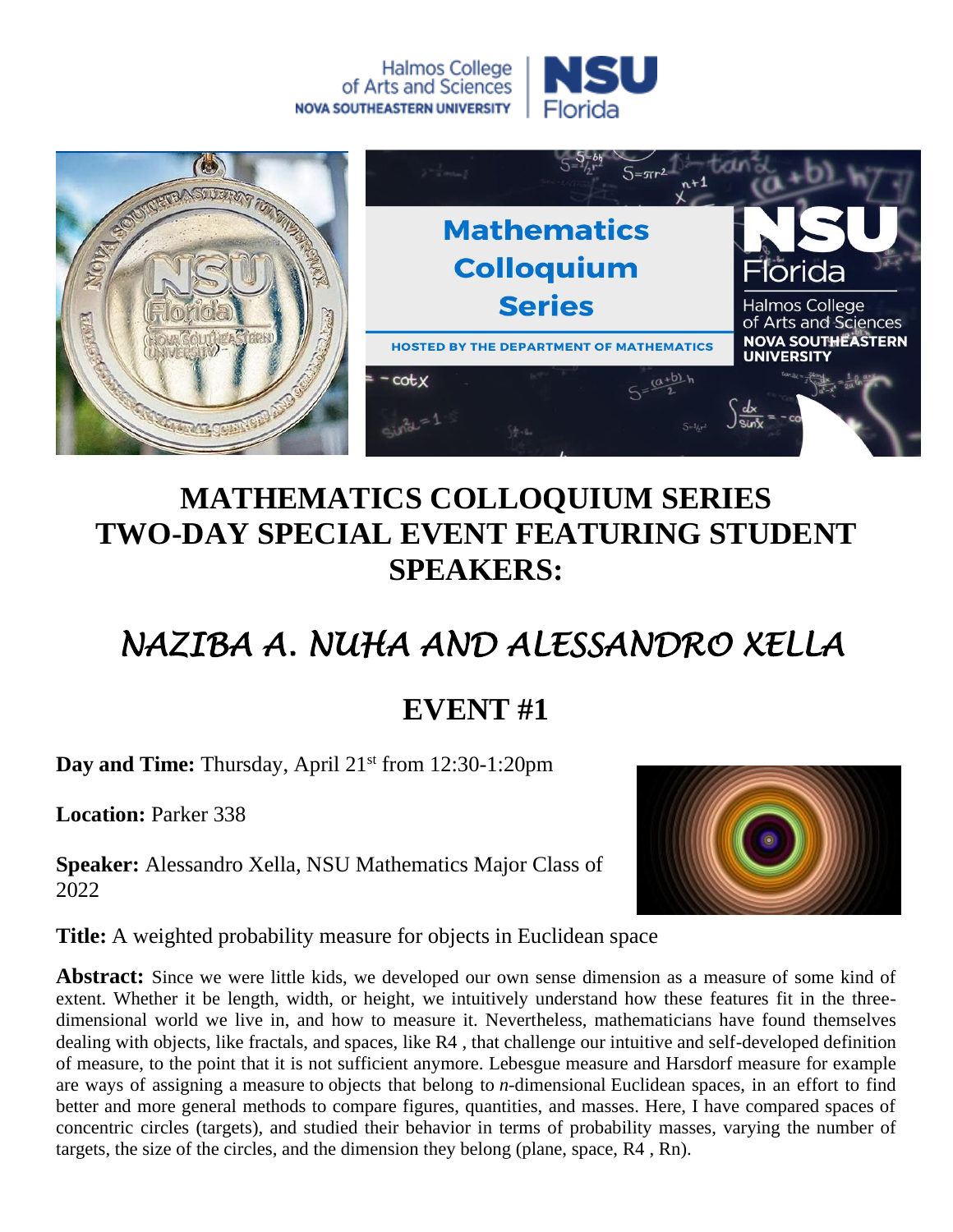Halmos College of Arts and Sciences
NOVA SOUTHEASTERN UNIVERSITY | NSU Florida

Mathematics Colloquium Series

HOSTED BY THE DEPARTMENT OF MATHEMATICS

# MATHEMATICS COLLOQUIUM SERIES TWO-DAY SPECIAL EVENT FEATURING STUDENT SPEAKERS:

# *NAZIBA A. NUHA AND ALESSANDRO XELLA*

## EVENT #1

**Day and Time:** Thursday, April 21st from 12:30-1:20pm

**Location:** Parker 338

**Speaker:** Alessandro Xella, NSU Mathematics Major Class of 2022

**Title:** A weighted probability measure for objects in Euclidean space

**Abstract:** Since we were little kids, we developed our own sense dimension as a measure of some kind of extent. Whether it be length, width, or height, we intuitively understand how these features fit in the three-dimensional world we live in, and how to measure it. Nevertheless, mathematicians have found themselves dealing with objects, like fractals, and spaces, like R4 , that challenge our intuitive and self-developed definition of measure, to the point that it is not sufficient anymore. Lebesgue measure and Harsdorf measure for example are ways of assigning a measure to objects that belong to *n*-dimensional Euclidean spaces, in an effort to find better and more general methods to compare figures, quantities, and masses. Here, I have compared spaces of concentric circles (targets), and studied their behavior in terms of probability masses, varying the number of targets, the size of the circles, and the dimension they belong (plane, space, R4 , Rn).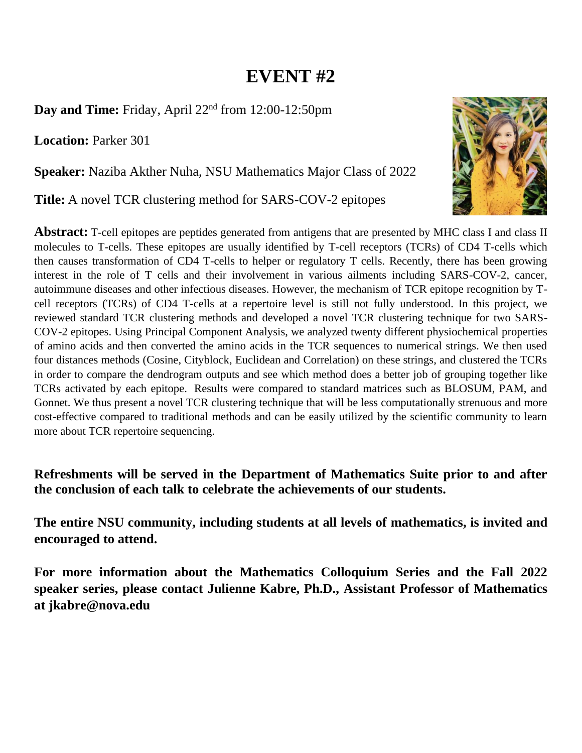# EVENT #2

**Day and Time:** Friday, April 22nd from 12:00-12:50pm

**Location:** Parker 301

**Speaker:** Naziba Akther Nuha, NSU Mathematics Major Class of 2022

**Title:** A novel TCR clustering method for SARS-COV-2 epitopes

**Abstract:** T-cell epitopes are peptides generated from antigens that are presented by MHC class I and class II molecules to T-cells. These epitopes are usually identified by T-cell receptors (TCRs) of CD4 T-cells which then causes transformation of CD4 T-cells to helper or regulatory T cells. Recently, there has been growing interest in the role of T cells and their involvement in various ailments including SARS-COV-2, cancer, autoimmune diseases and other infectious diseases. However, the mechanism of TCR epitope recognition by T-cell receptors (TCRs) of CD4 T-cells at a repertoire level is still not fully understood. In this project, we reviewed standard TCR clustering methods and developed a novel TCR clustering technique for two SARS-COV-2 epitopes. Using Principal Component Analysis, we analyzed twenty different physiochemical properties of amino acids and then converted the amino acids in the TCR sequences to numerical strings. We then used four distances methods (Cosine, Cityblock, Euclidean and Correlation) on these strings, and clustered the TCRs in order to compare the dendrogram outputs and see which method does a better job of grouping together like TCRs activated by each epitope. Results were compared to standard matrices such as BLOSUM, PAM, and Gonnet. We thus present a novel TCR clustering technique that will be less computationally strenuous and more cost-effective compared to traditional methods and can be easily utilized by the scientific community to learn more about TCR repertoire sequencing.

**Refreshments will be served in the Department of Mathematics Suite prior to and after the conclusion of each talk to celebrate the achievements of our students.**

**The entire NSU community, including students at all levels of mathematics, is invited and encouraged to attend.**

**For more information about the Mathematics Colloquium Series and the Fall 2022 speaker series, please contact Julienne Kabre, Ph.D., Assistant Professor of Mathematics at jkabre@nova.edu**